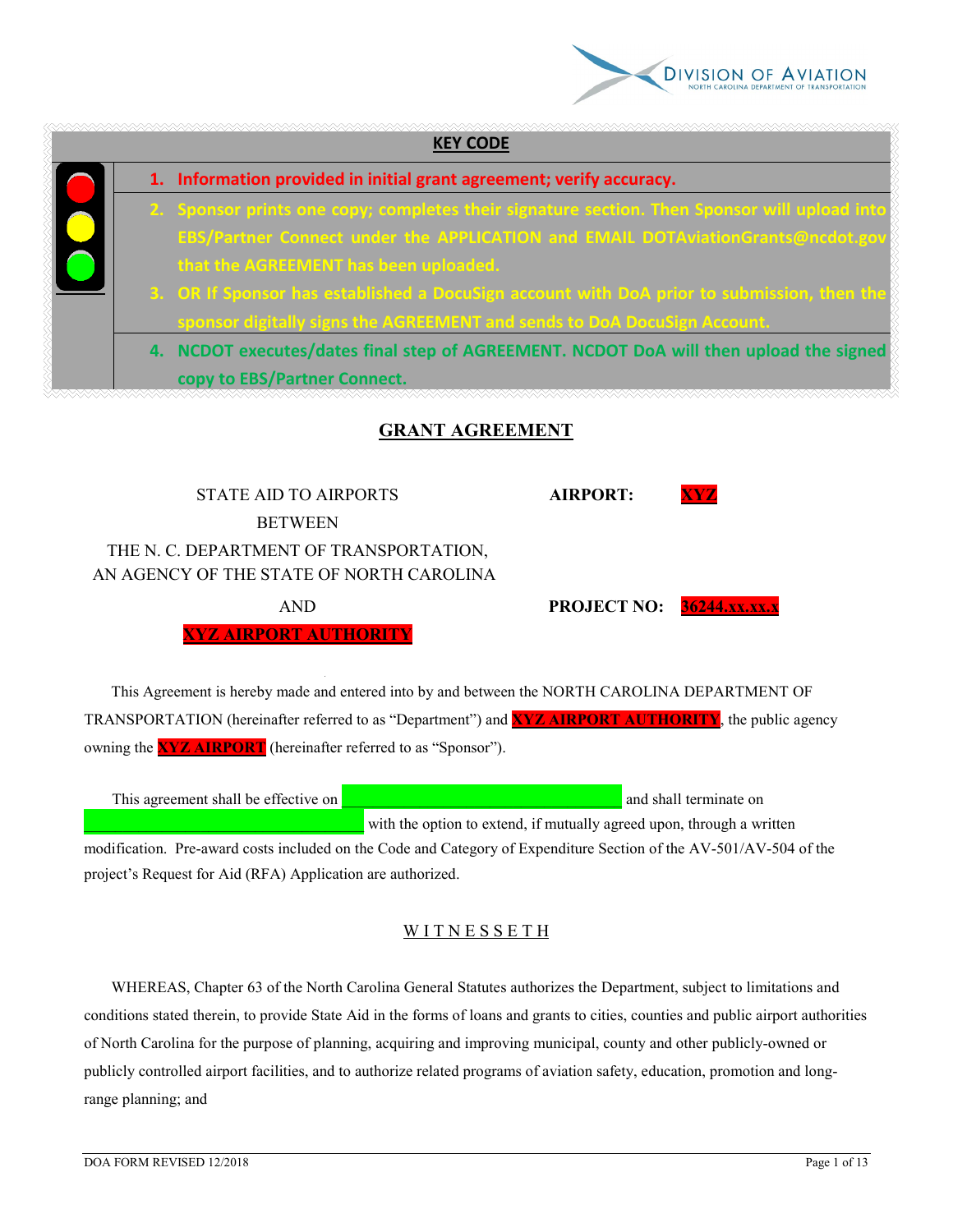**KEY CODE**

1. Information provided in initial grant agreement; verify accuracy.
2. Sponsor prints one copy; completes their signature section. Then Sponsor will upload into EBS/Partner Connect under the APPLICATION and EMAIL DOTAviationGrants@ncdot.gov that the AGREEMENT has been uploaded.
3. OR If Sponsor has established a DocuSign account with DoA prior to submission, then the sponsor digitally signs the AGREEMENT and sends to DoA DocuSign Account.
4. NCDOT executes/dates final step of AGREEMENT. NCDOT DoA will then upload the signed copy to EBS/Partner Connect.

# GRANT AGREEMENT

STATE AID TO AIRPORTS
BETWEEN
THE N. C. DEPARTMENT OF TRANSPORTATION,
AN AGENCY OF THE STATE OF NORTH CAROLINA
AND
XYZ AIRPORT AUTHORITY

**AIRPORT:** XYZ

**PROJECT NO:** 36244.xx.xx.x

This Agreement is hereby made and entered into by and between the NORTH CAROLINA DEPARTMENT OF TRANSPORTATION (hereinafter referred to as "Department") and XYZ AIRPORT AUTHORITY, the public agency owning the XYZ AIRPORT (hereinafter referred to as "Sponsor").

This agreement shall be effective on ______________________________ and shall terminate on ______________________________ with the option to extend, if mutually agreed upon, through a written modification. Pre-award costs included on the Code and Category of Expenditure Section of the AV-501/AV-504 of the project's Request for Aid (RFA) Application are authorized.

## W I T N E S S E T H

WHEREAS, Chapter 63 of the North Carolina General Statutes authorizes the Department, subject to limitations and conditions stated therein, to provide State Aid in the forms of loans and grants to cities, counties and public airport authorities of North Carolina for the purpose of planning, acquiring and improving municipal, county and other publicly-owned or publicly controlled airport facilities, and to authorize related programs of aviation safety, education, promotion and long-range planning; and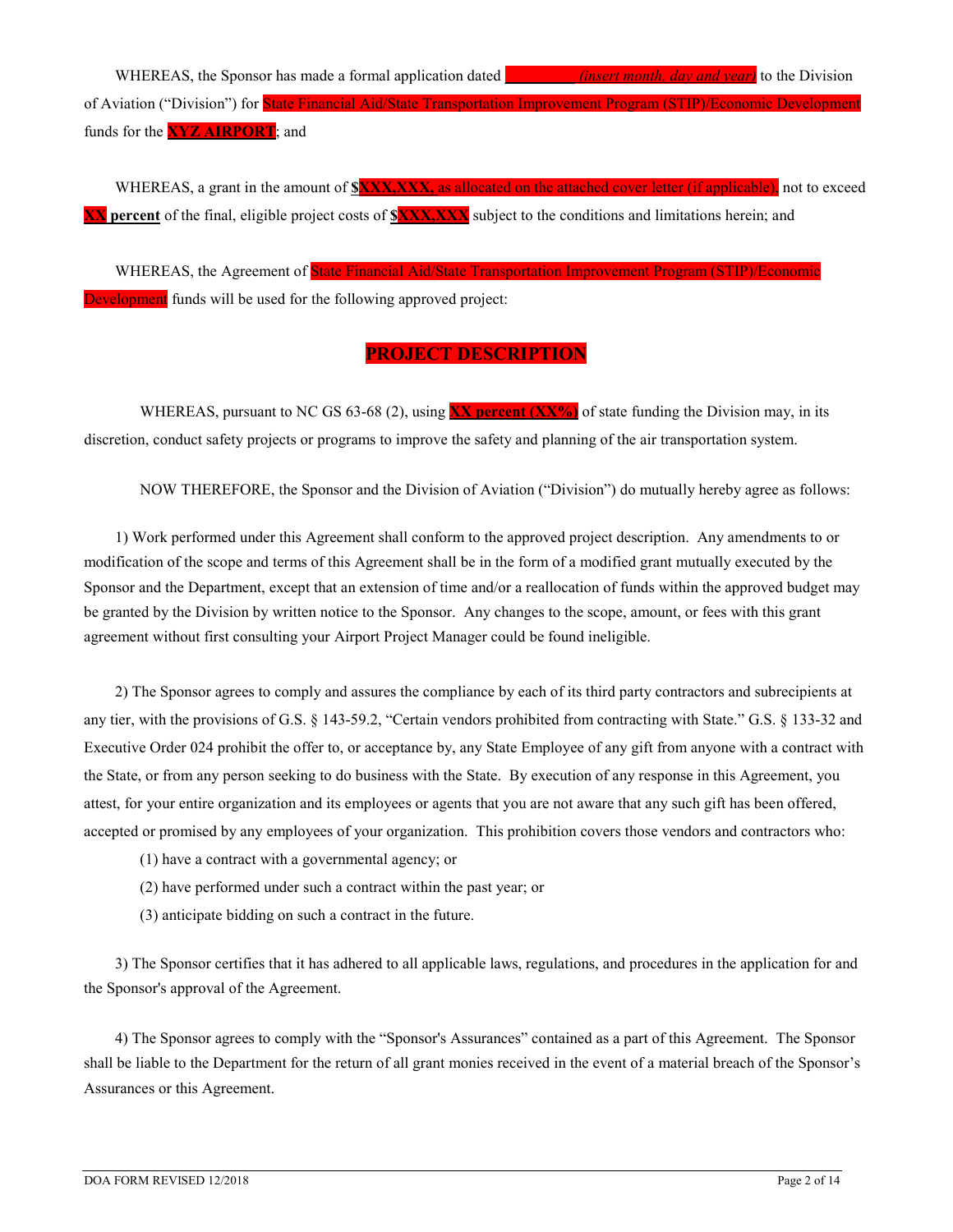WHEREAS, the Sponsor has made a formal application dated ________ *(insert month, day and year)* to the Division of Aviation ("Division") for State Financial Aid/State Transportation Improvement Program (STIP)/Economic Development funds for the **XYZ AIRPORT**; and

WHEREAS, a grant in the amount of **$XXX,XXX,** as allocated on the attached cover letter (if applicable), not to exceed **XX percent** of the final, eligible project costs of **$XXX,XXX** subject to the conditions and limitations herein; and

WHEREAS, the Agreement of State Financial Aid/State Transportation Improvement Program (STIP)/Economic Development funds will be used for the following approved project:

## PROJECT DESCRIPTION

WHEREAS, pursuant to NC GS 63-68 (2), using **XX percent (XX%)** of state funding the Division may, in its discretion, conduct safety projects or programs to improve the safety and planning of the air transportation system.

NOW THEREFORE, the Sponsor and the Division of Aviation ("Division") do mutually hereby agree as follows:

1) Work performed under this Agreement shall conform to the approved project description. Any amendments to or modification of the scope and terms of this Agreement shall be in the form of a modified grant mutually executed by the Sponsor and the Department, except that an extension of time and/or a reallocation of funds within the approved budget may be granted by the Division by written notice to the Sponsor. Any changes to the scope, amount, or fees with this grant agreement without first consulting your Airport Project Manager could be found ineligible.

2) The Sponsor agrees to comply and assures the compliance by each of its third party contractors and subrecipients at any tier, with the provisions of G.S. § 143-59.2, "Certain vendors prohibited from contracting with State." G.S. § 133-32 and Executive Order 024 prohibit the offer to, or acceptance by, any State Employee of any gift from anyone with a contract with the State, or from any person seeking to do business with the State. By execution of any response in this Agreement, you attest, for your entire organization and its employees or agents that you are not aware that any such gift has been offered, accepted or promised by any employees of your organization. This prohibition covers those vendors and contractors who:

(1) have a contract with a governmental agency; or

(2) have performed under such a contract within the past year; or

(3) anticipate bidding on such a contract in the future.

3) The Sponsor certifies that it has adhered to all applicable laws, regulations, and procedures in the application for and the Sponsor's approval of the Agreement.

4) The Sponsor agrees to comply with the "Sponsor's Assurances" contained as a part of this Agreement. The Sponsor shall be liable to the Department for the return of all grant monies received in the event of a material breach of the Sponsor's Assurances or this Agreement.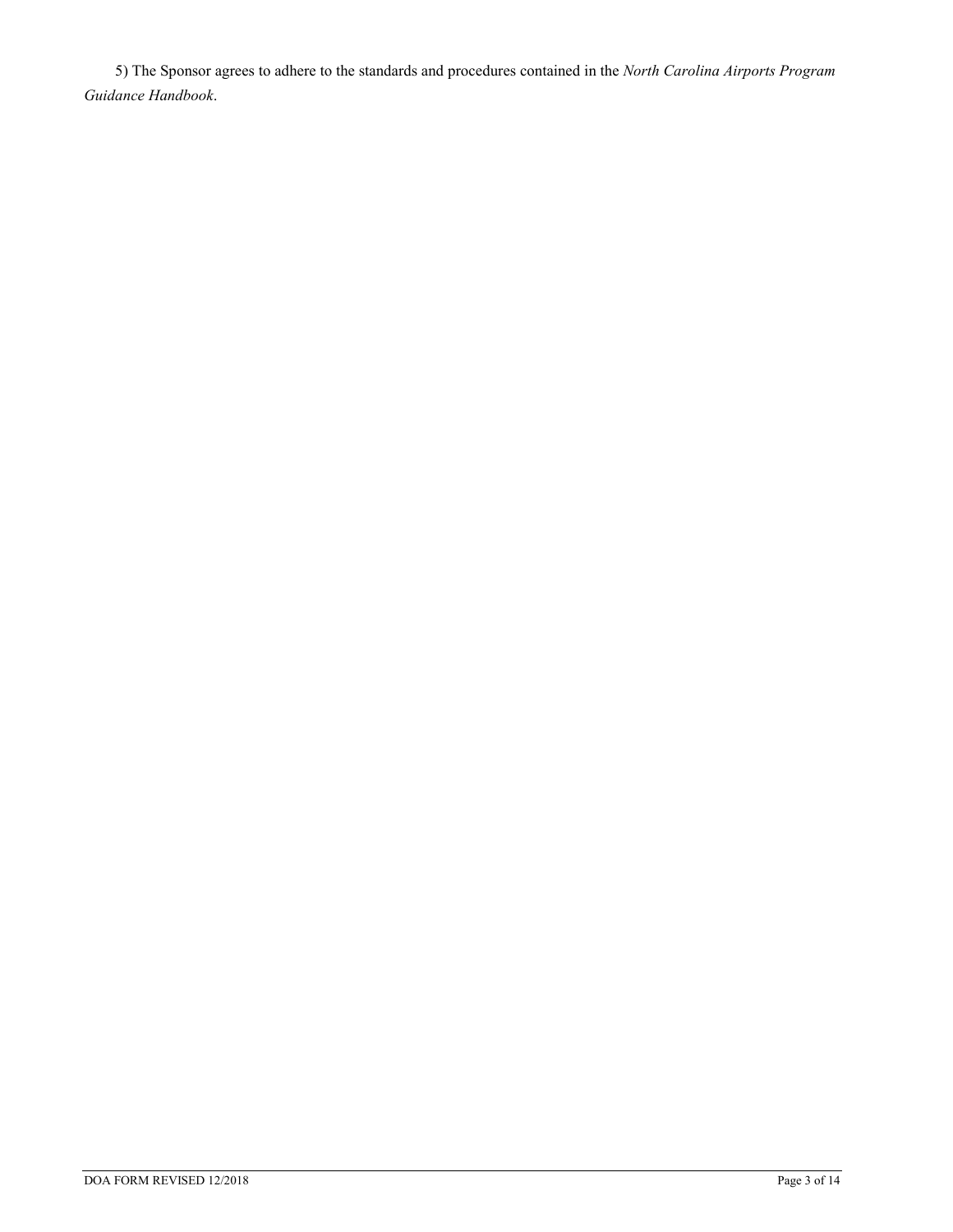5) The Sponsor agrees to adhere to the standards and procedures contained in the *North Carolina Airports Program Guidance Handbook*.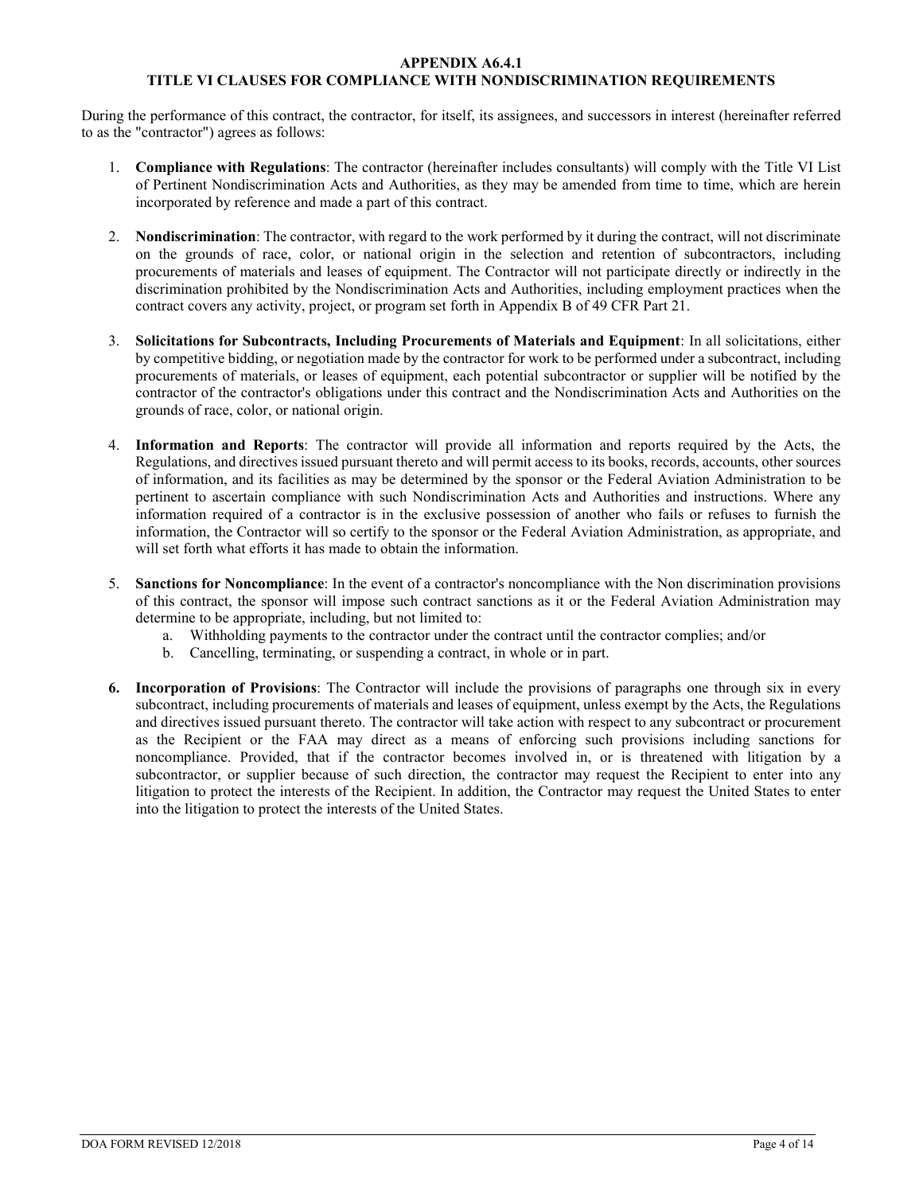## APPENDIX A6.4.1
## TITLE VI CLAUSES FOR COMPLIANCE WITH NONDISCRIMINATION REQUIREMENTS

During the performance of this contract, the contractor, for itself, its assignees, and successors in interest (hereinafter referred to as the "contractor") agrees as follows:

1. **Compliance with Regulations**: The contractor (hereinafter includes consultants) will comply with the Title VI List of Pertinent Nondiscrimination Acts and Authorities, as they may be amended from time to time, which are herein incorporated by reference and made a part of this contract.

2. **Nondiscrimination**: The contractor, with regard to the work performed by it during the contract, will not discriminate on the grounds of race, color, or national origin in the selection and retention of subcontractors, including procurements of materials and leases of equipment. The Contractor will not participate directly or indirectly in the discrimination prohibited by the Nondiscrimination Acts and Authorities, including employment practices when the contract covers any activity, project, or program set forth in Appendix B of 49 CFR Part 21.

3. **Solicitations for Subcontracts, Including Procurements of Materials and Equipment**: In all solicitations, either by competitive bidding, or negotiation made by the contractor for work to be performed under a subcontract, including procurements of materials, or leases of equipment, each potential subcontractor or supplier will be notified by the contractor of the contractor's obligations under this contract and the Nondiscrimination Acts and Authorities on the grounds of race, color, or national origin.

4. **Information and Reports**: The contractor will provide all information and reports required by the Acts, the Regulations, and directives issued pursuant thereto and will permit access to its books, records, accounts, other sources of information, and its facilities as may be determined by the sponsor or the Federal Aviation Administration to be pertinent to ascertain compliance with such Nondiscrimination Acts and Authorities and instructions. Where any information required of a contractor is in the exclusive possession of another who fails or refuses to furnish the information, the Contractor will so certify to the sponsor or the Federal Aviation Administration, as appropriate, and will set forth what efforts it has made to obtain the information.

5. **Sanctions for Noncompliance**: In the event of a contractor's noncompliance with the Non discrimination provisions of this contract, the sponsor will impose such contract sanctions as it or the Federal Aviation Administration may determine to be appropriate, including, but not limited to:
   a. Withholding payments to the contractor under the contract until the contractor complies; and/or
   b. Cancelling, terminating, or suspending a contract, in whole or in part.

6. **Incorporation of Provisions**: The Contractor will include the provisions of paragraphs one through six in every subcontract, including procurements of materials and leases of equipment, unless exempt by the Acts, the Regulations and directives issued pursuant thereto. The contractor will take action with respect to any subcontract or procurement as the Recipient or the FAA may direct as a means of enforcing such provisions including sanctions for noncompliance. Provided, that if the contractor becomes involved in, or is threatened with litigation by a subcontractor, or supplier because of such direction, the contractor may request the Recipient to enter into any litigation to protect the interests of the Recipient. In addition, the Contractor may request the United States to enter into the litigation to protect the interests of the United States.

DOA FORM REVISED 12/2018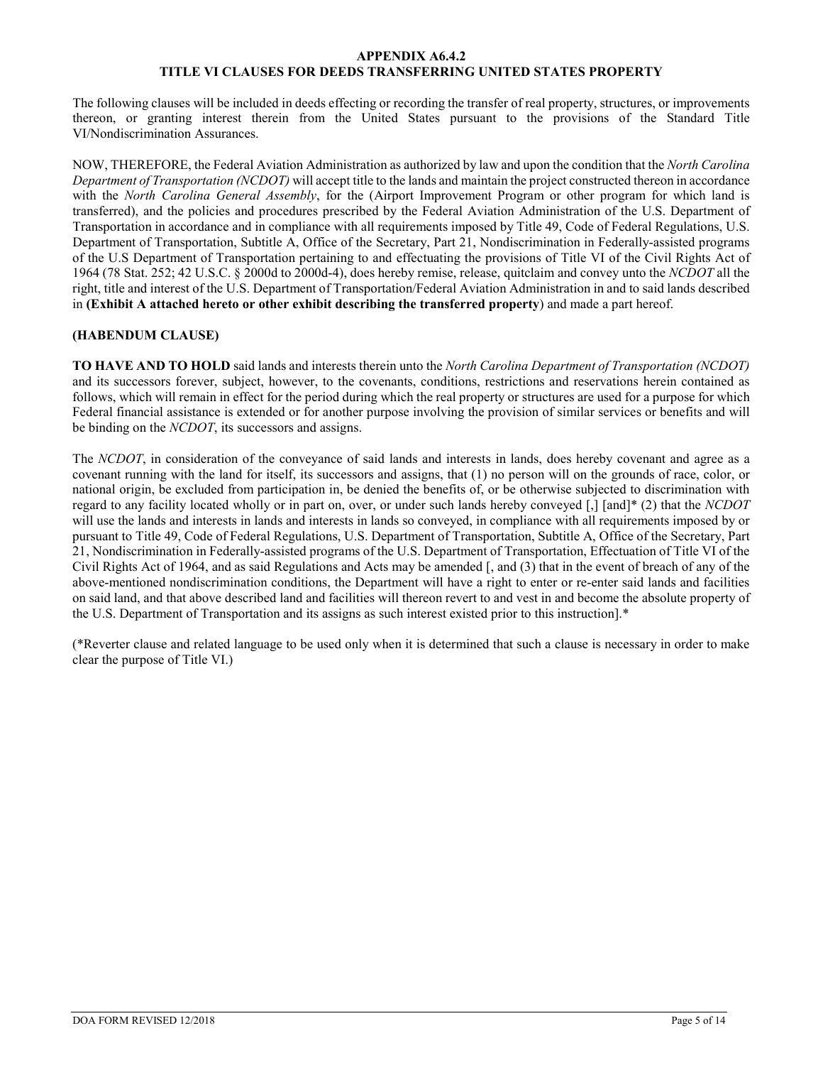## APPENDIX A6.4.2
## TITLE VI CLAUSES FOR DEEDS TRANSFERRING UNITED STATES PROPERTY

The following clauses will be included in deeds effecting or recording the transfer of real property, structures, or improvements thereon, or granting interest therein from the United States pursuant to the provisions of the Standard Title VI/Nondiscrimination Assurances.

NOW, THEREFORE, the Federal Aviation Administration as authorized by law and upon the condition that the *North Carolina Department of Transportation (NCDOT)* will accept title to the lands and maintain the project constructed thereon in accordance with the *North Carolina General Assembly*, for the (Airport Improvement Program or other program for which land is transferred), and the policies and procedures prescribed by the Federal Aviation Administration of the U.S. Department of Transportation in accordance and in compliance with all requirements imposed by Title 49, Code of Federal Regulations, U.S. Department of Transportation, Subtitle A, Office of the Secretary, Part 21, Nondiscrimination in Federally-assisted programs of the U.S Department of Transportation pertaining to and effectuating the provisions of Title VI of the Civil Rights Act of 1964 (78 Stat. 252; 42 U.S.C. § 2000d to 2000d-4), does hereby remise, release, quitclaim and convey unto the *NCDOT* all the right, title and interest of the U.S. Department of Transportation/Federal Aviation Administration in and to said lands described in **(Exhibit A attached hereto or other exhibit describing the transferred property**) and made a part hereof.

**(HABENDUM CLAUSE)**

**TO HAVE AND TO HOLD** said lands and interests therein unto the *North Carolina Department of Transportation (NCDOT)* and its successors forever, subject, however, to the covenants, conditions, restrictions and reservations herein contained as follows, which will remain in effect for the period during which the real property or structures are used for a purpose for which Federal financial assistance is extended or for another purpose involving the provision of similar services or benefits and will be binding on the *NCDOT*, its successors and assigns.

The *NCDOT*, in consideration of the conveyance of said lands and interests in lands, does hereby covenant and agree as a covenant running with the land for itself, its successors and assigns, that (1) no person will on the grounds of race, color, or national origin, be excluded from participation in, be denied the benefits of, or be otherwise subjected to discrimination with regard to any facility located wholly or in part on, over, or under such lands hereby conveyed [,] [and]* (2) that the *NCDOT* will use the lands and interests in lands and interests in lands so conveyed, in compliance with all requirements imposed by or pursuant to Title 49, Code of Federal Regulations, U.S. Department of Transportation, Subtitle A, Office of the Secretary, Part 21, Nondiscrimination in Federally-assisted programs of the U.S. Department of Transportation, Effectuation of Title VI of the Civil Rights Act of 1964, and as said Regulations and Acts may be amended [, and (3) that in the event of breach of any of the above-mentioned nondiscrimination conditions, the Department will have a right to enter or re-enter said lands and facilities on said land, and that above described land and facilities will thereon revert to and vest in and become the absolute property of the U.S. Department of Transportation and its assigns as such interest existed prior to this instruction].*

(*Reverter clause and related language to be used only when it is determined that such a clause is necessary in order to make clear the purpose of Title VI.)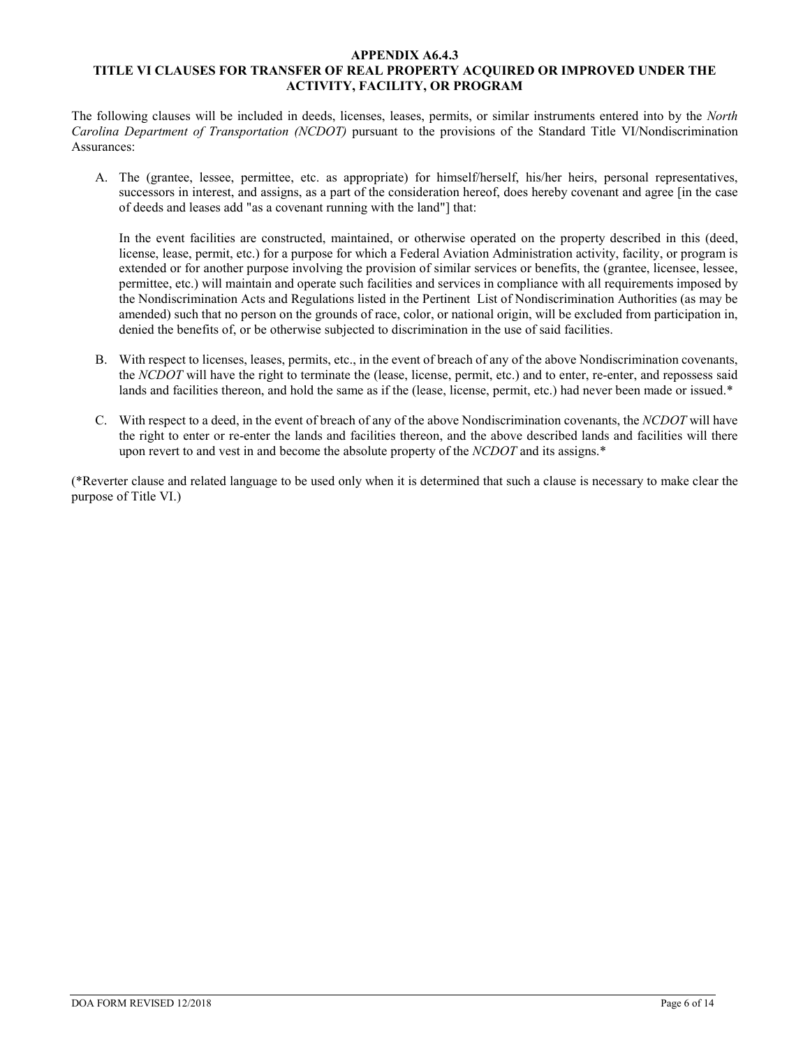**APPENDIX A6.4.3**
**TITLE VI CLAUSES FOR TRANSFER OF REAL PROPERTY ACQUIRED OR IMPROVED UNDER THE ACTIVITY, FACILITY, OR PROGRAM**

The following clauses will be included in deeds, licenses, leases, permits, or similar instruments entered into by the *North Carolina Department of Transportation (NCDOT)* pursuant to the provisions of the Standard Title VI/Nondiscrimination Assurances:

A. The (grantee, lessee, permittee, etc. as appropriate) for himself/herself, his/her heirs, personal representatives, successors in interest, and assigns, as a part of the consideration hereof, does hereby covenant and agree [in the case of deeds and leases add "as a covenant running with the land"] that:

   In the event facilities are constructed, maintained, or otherwise operated on the property described in this (deed, license, lease, permit, etc.) for a purpose for which a Federal Aviation Administration activity, facility, or program is extended or for another purpose involving the provision of similar services or benefits, the (grantee, licensee, lessee, permittee, etc.) will maintain and operate such facilities and services in compliance with all requirements imposed by the Nondiscrimination Acts and Regulations listed in the Pertinent List of Nondiscrimination Authorities (as may be amended) such that no person on the grounds of race, color, or national origin, will be excluded from participation in, denied the benefits of, or be otherwise subjected to discrimination in the use of said facilities.

B. With respect to licenses, leases, permits, etc., in the event of breach of any of the above Nondiscrimination covenants, the *NCDOT* will have the right to terminate the (lease, license, permit, etc.) and to enter, re-enter, and repossess said lands and facilities thereon, and hold the same as if the (lease, license, permit, etc.) had never been made or issued.*

C. With respect to a deed, in the event of breach of any of the above Nondiscrimination covenants, the *NCDOT* will have the right to enter or re-enter the lands and facilities thereon, and the above described lands and facilities will there upon revert to and vest in and become the absolute property of the *NCDOT* and its assigns.*

(*Reverter clause and related language to be used only when it is determined that such a clause is necessary to make clear the purpose of Title VI.)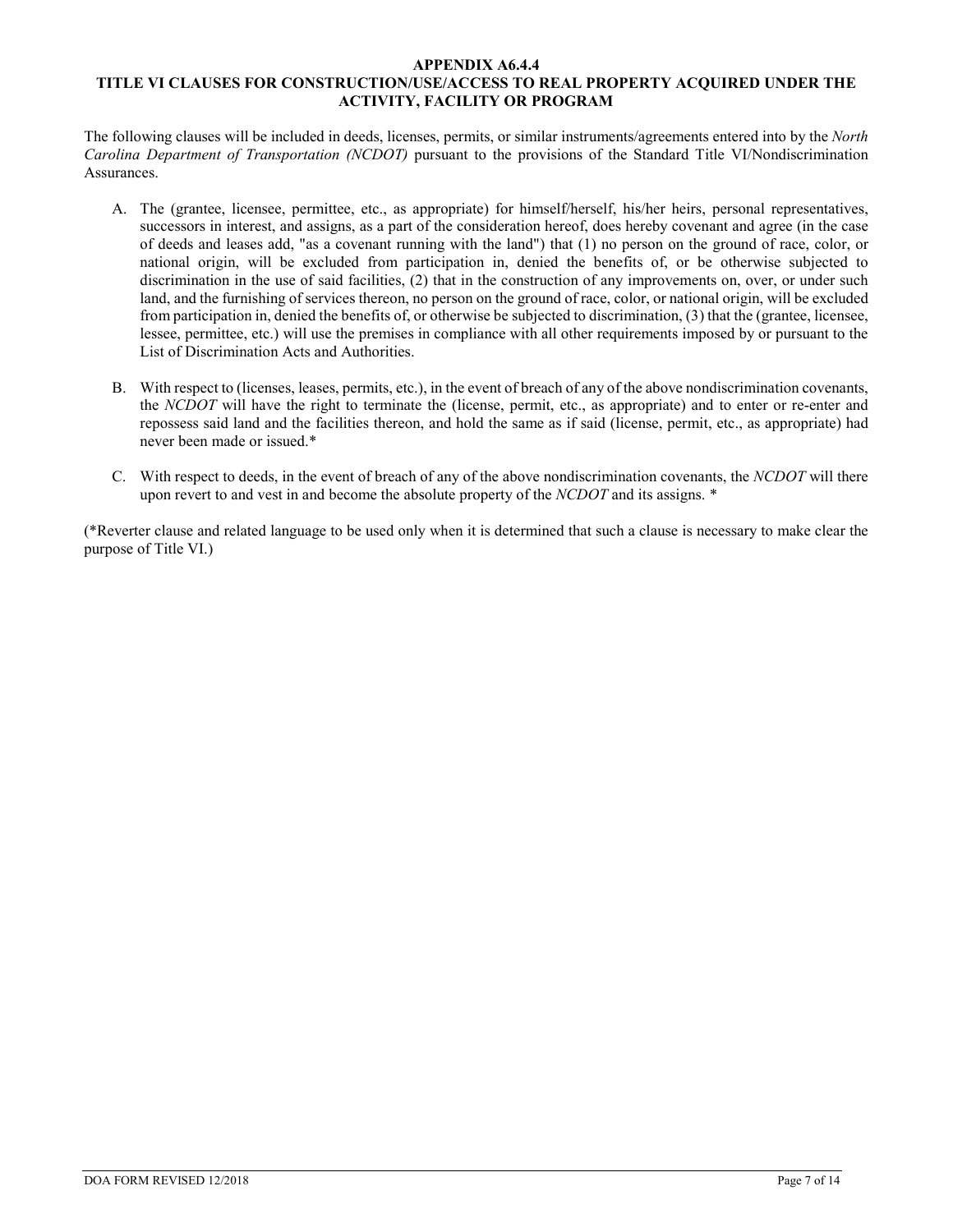# APPENDIX A6.4.4
# TITLE VI CLAUSES FOR CONSTRUCTION/USE/ACCESS TO REAL PROPERTY ACQUIRED UNDER THE ACTIVITY, FACILITY OR PROGRAM

The following clauses will be included in deeds, licenses, permits, or similar instruments/agreements entered into by the *North Carolina Department of Transportation (NCDOT)* pursuant to the provisions of the Standard Title VI/Nondiscrimination Assurances.

A. The (grantee, licensee, permittee, etc., as appropriate) for himself/herself, his/her heirs, personal representatives, successors in interest, and assigns, as a part of the consideration hereof, does hereby covenant and agree (in the case of deeds and leases add, "as a covenant running with the land") that (1) no person on the ground of race, color, or national origin, will be excluded from participation in, denied the benefits of, or be otherwise subjected to discrimination in the use of said facilities, (2) that in the construction of any improvements on, over, or under such land, and the furnishing of services thereon, no person on the ground of race, color, or national origin, will be excluded from participation in, denied the benefits of, or otherwise be subjected to discrimination, (3) that the (grantee, licensee, lessee, permittee, etc.) will use the premises in compliance with all other requirements imposed by or pursuant to the List of Discrimination Acts and Authorities.

B. With respect to (licenses, leases, permits, etc.), in the event of breach of any of the above nondiscrimination covenants, the *NCDOT* will have the right to terminate the (license, permit, etc., as appropriate) and to enter or re-enter and repossess said land and the facilities thereon, and hold the same as if said (license, permit, etc., as appropriate) had never been made or issued.*

C. With respect to deeds, in the event of breach of any of the above nondiscrimination covenants, the *NCDOT* will there upon revert to and vest in and become the absolute property of the *NCDOT* and its assigns. *

(*Reverter clause and related language to be used only when it is determined that such a clause is necessary to make clear the purpose of Title VI.)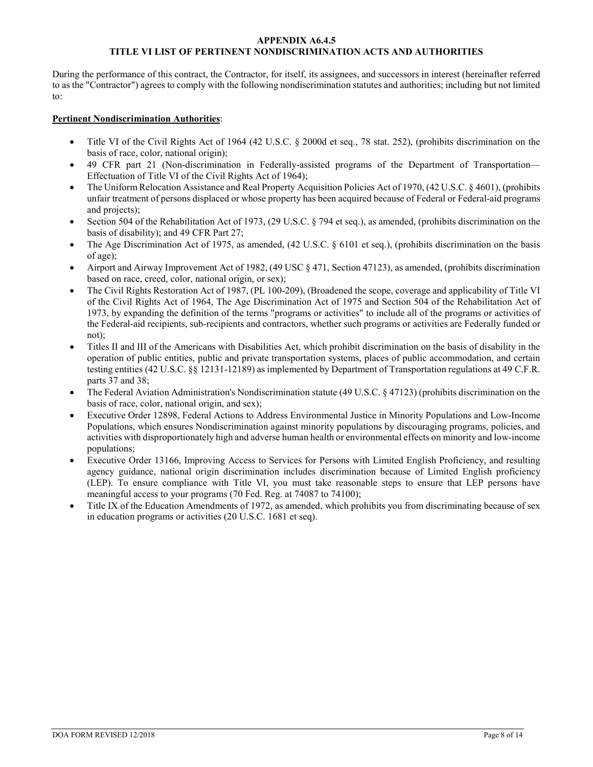## APPENDIX A6.4.5
## TITLE VI LIST OF PERTINENT NONDISCRIMINATION ACTS AND AUTHORITIES

During the performance of this contract, the Contractor, for itself, its assignees, and successors in interest (hereinafter referred to as the "Contractor") agrees to comply with the following nondiscrimination statutes and authorities; including but not limited to:

**Pertinent Nondiscrimination Authorities**:

- Title VI of the Civil Rights Act of 1964 (42 U.S.C. § 2000d et seq., 78 stat. 252), (prohibits discrimination on the basis of race, color, national origin);
- 49 CFR part 21 (Non-discrimination in Federally-assisted programs of the Department of Transportation—Effectuation of Title VI of the Civil Rights Act of 1964);
- The Uniform Relocation Assistance and Real Property Acquisition Policies Act of 1970, (42 U.S.C. § 4601), (prohibits unfair treatment of persons displaced or whose property has been acquired because of Federal or Federal-aid programs and projects);
- Section 504 of the Rehabilitation Act of 1973, (29 U.S.C. § 794 et seq.), as amended, (prohibits discrimination on the basis of disability); and 49 CFR Part 27;
- The Age Discrimination Act of 1975, as amended, (42 U.S.C. § 6101 et seq.), (prohibits discrimination on the basis of age);
- Airport and Airway Improvement Act of 1982, (49 USC § 471, Section 47123), as amended, (prohibits discrimination based on race, creed, color, national origin, or sex);
- The Civil Rights Restoration Act of 1987, (PL 100-209), (Broadened the scope, coverage and applicability of Title VI of the Civil Rights Act of 1964, The Age Discrimination Act of 1975 and Section 504 of the Rehabilitation Act of 1973, by expanding the definition of the terms "programs or activities" to include all of the programs or activities of the Federal-aid recipients, sub-recipients and contractors, whether such programs or activities are Federally funded or not);
- Titles II and III of the Americans with Disabilities Act, which prohibit discrimination on the basis of disability in the operation of public entities, public and private transportation systems, places of public accommodation, and certain testing entities (42 U.S.C. §§ 12131-12189) as implemented by Department of Transportation regulations at 49 C.F.R. parts 37 and 38;
- The Federal Aviation Administration's Nondiscrimination statute (49 U.S.C. § 47123) (prohibits discrimination on the basis of race, color, national origin, and sex);
- Executive Order 12898, Federal Actions to Address Environmental Justice in Minority Populations and Low-Income Populations, which ensures Nondiscrimination against minority populations by discouraging programs, policies, and activities with disproportionately high and adverse human health or environmental effects on minority and low-income populations;
- Executive Order 13166, Improving Access to Services for Persons with Limited English Proficiency, and resulting agency guidance, national origin discrimination includes discrimination because of Limited English proficiency (LEP). To ensure compliance with Title VI, you must take reasonable steps to ensure that LEP persons have meaningful access to your programs (70 Fed. Reg. at 74087 to 74100);
- Title IX of the Education Amendments of 1972, as amended, which prohibits you from discriminating because of sex in education programs or activities (20 U.S.C. 1681 et seq).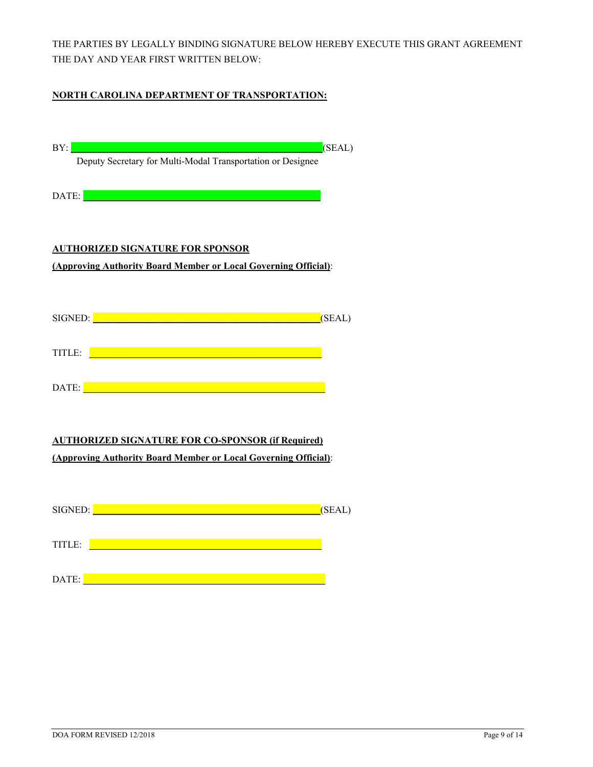THE PARTIES BY LEGALLY BINDING SIGNATURE BELOW HEREBY EXECUTE THIS GRANT AGREEMENT THE DAY AND YEAR FIRST WRITTEN BELOW:

**NORTH CAROLINA DEPARTMENT OF TRANSPORTATION:**

BY: ______________________________________________(SEAL)
Deputy Secretary for Multi-Modal Transportation or Designee

DATE: ______________________________________________

**AUTHORIZED SIGNATURE FOR SPONSOR**
**(Approving Authority Board Member or Local Governing Official)**:

SIGNED: ______________________________________________(SEAL)

TITLE: ______________________________________________

DATE: ______________________________________________

**AUTHORIZED SIGNATURE FOR CO-SPONSOR (if Required)**
**(Approving Authority Board Member or Local Governing Official)**:

SIGNED: ______________________________________________(SEAL)

TITLE: ______________________________________________

DATE: ______________________________________________

DOA FORM REVISED 12/2018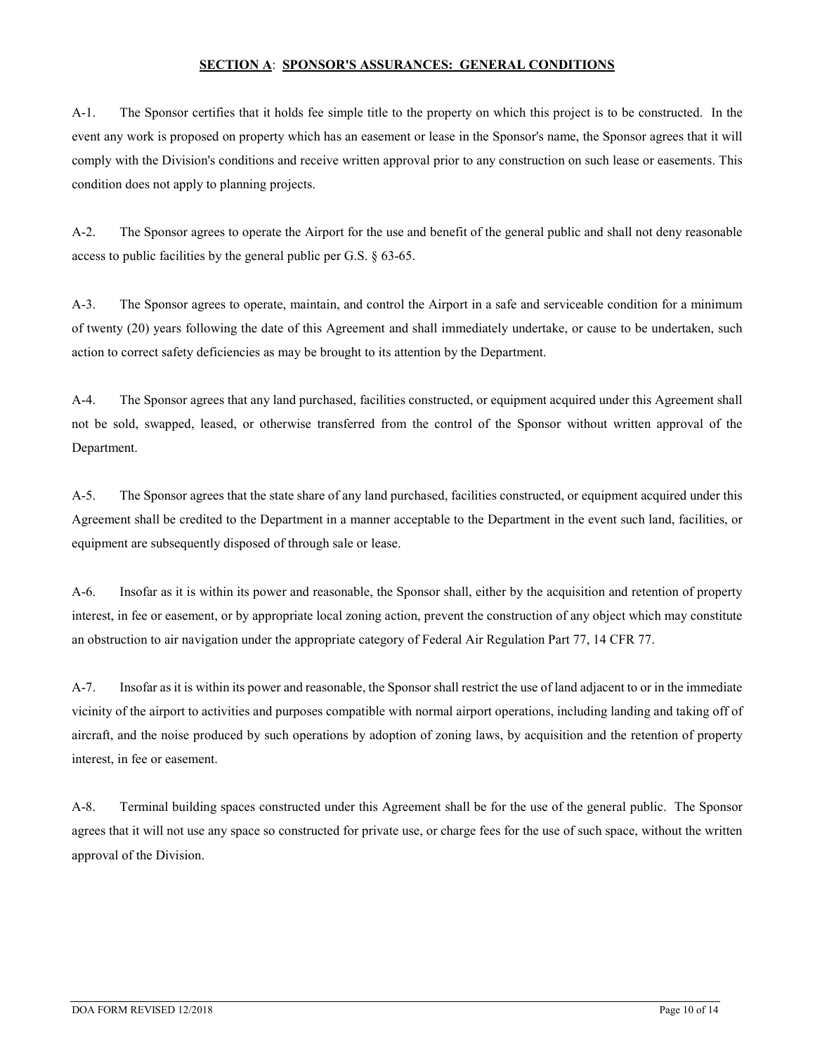## SECTION A: SPONSOR'S ASSURANCES: GENERAL CONDITIONS

A-1. The Sponsor certifies that it holds fee simple title to the property on which this project is to be constructed. In the event any work is proposed on property which has an easement or lease in the Sponsor's name, the Sponsor agrees that it will comply with the Division's conditions and receive written approval prior to any construction on such lease or easements. This condition does not apply to planning projects.

A-2. The Sponsor agrees to operate the Airport for the use and benefit of the general public and shall not deny reasonable access to public facilities by the general public per G.S. § 63-65.

A-3. The Sponsor agrees to operate, maintain, and control the Airport in a safe and serviceable condition for a minimum of twenty (20) years following the date of this Agreement and shall immediately undertake, or cause to be undertaken, such action to correct safety deficiencies as may be brought to its attention by the Department.

A-4. The Sponsor agrees that any land purchased, facilities constructed, or equipment acquired under this Agreement shall not be sold, swapped, leased, or otherwise transferred from the control of the Sponsor without written approval of the Department.

A-5. The Sponsor agrees that the state share of any land purchased, facilities constructed, or equipment acquired under this Agreement shall be credited to the Department in a manner acceptable to the Department in the event such land, facilities, or equipment are subsequently disposed of through sale or lease.

A-6. Insofar as it is within its power and reasonable, the Sponsor shall, either by the acquisition and retention of property interest, in fee or easement, or by appropriate local zoning action, prevent the construction of any object which may constitute an obstruction to air navigation under the appropriate category of Federal Air Regulation Part 77, 14 CFR 77.

A-7. Insofar as it is within its power and reasonable, the Sponsor shall restrict the use of land adjacent to or in the immediate vicinity of the airport to activities and purposes compatible with normal airport operations, including landing and taking off of aircraft, and the noise produced by such operations by adoption of zoning laws, by acquisition and the retention of property interest, in fee or easement.

A-8. Terminal building spaces constructed under this Agreement shall be for the use of the general public. The Sponsor agrees that it will not use any space so constructed for private use, or charge fees for the use of such space, without the written approval of the Division.

DOA FORM REVISED 12/2018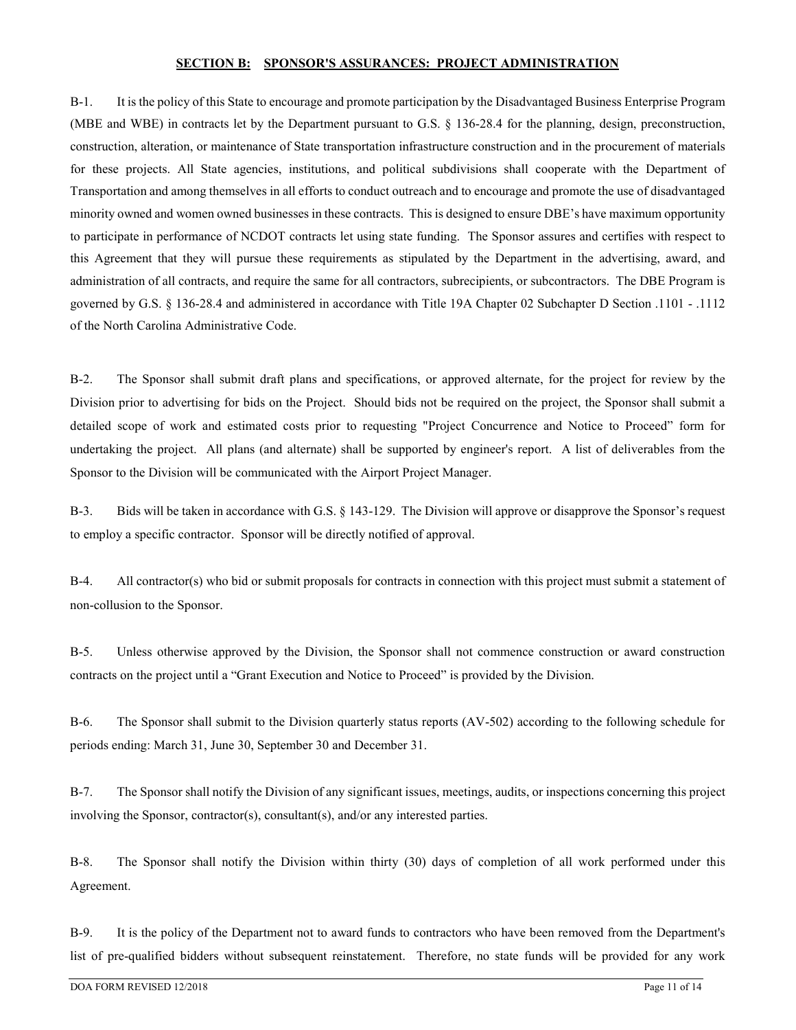## SECTION B: SPONSOR'S ASSURANCES: PROJECT ADMINISTRATION

B-1. It is the policy of this State to encourage and promote participation by the Disadvantaged Business Enterprise Program (MBE and WBE) in contracts let by the Department pursuant to G.S. § 136-28.4 for the planning, design, preconstruction, construction, alteration, or maintenance of State transportation infrastructure construction and in the procurement of materials for these projects. All State agencies, institutions, and political subdivisions shall cooperate with the Department of Transportation and among themselves in all efforts to conduct outreach and to encourage and promote the use of disadvantaged minority owned and women owned businesses in these contracts. This is designed to ensure DBE's have maximum opportunity to participate in performance of NCDOT contracts let using state funding. The Sponsor assures and certifies with respect to this Agreement that they will pursue these requirements as stipulated by the Department in the advertising, award, and administration of all contracts, and require the same for all contractors, subrecipients, or subcontractors. The DBE Program is governed by G.S. § 136-28.4 and administered in accordance with Title 19A Chapter 02 Subchapter D Section .1101 - .1112 of the North Carolina Administrative Code.

B-2. The Sponsor shall submit draft plans and specifications, or approved alternate, for the project for review by the Division prior to advertising for bids on the Project. Should bids not be required on the project, the Sponsor shall submit a detailed scope of work and estimated costs prior to requesting "Project Concurrence and Notice to Proceed" form for undertaking the project. All plans (and alternate) shall be supported by engineer's report. A list of deliverables from the Sponsor to the Division will be communicated with the Airport Project Manager.

B-3. Bids will be taken in accordance with G.S. § 143-129. The Division will approve or disapprove the Sponsor's request to employ a specific contractor. Sponsor will be directly notified of approval.

B-4. All contractor(s) who bid or submit proposals for contracts in connection with this project must submit a statement of non-collusion to the Sponsor.

B-5. Unless otherwise approved by the Division, the Sponsor shall not commence construction or award construction contracts on the project until a "Grant Execution and Notice to Proceed" is provided by the Division.

B-6. The Sponsor shall submit to the Division quarterly status reports (AV-502) according to the following schedule for periods ending: March 31, June 30, September 30 and December 31.

B-7. The Sponsor shall notify the Division of any significant issues, meetings, audits, or inspections concerning this project involving the Sponsor, contractor(s), consultant(s), and/or any interested parties.

B-8. The Sponsor shall notify the Division within thirty (30) days of completion of all work performed under this Agreement.

B-9. It is the policy of the Department not to award funds to contractors who have been removed from the Department's list of pre-qualified bidders without subsequent reinstatement. Therefore, no state funds will be provided for any work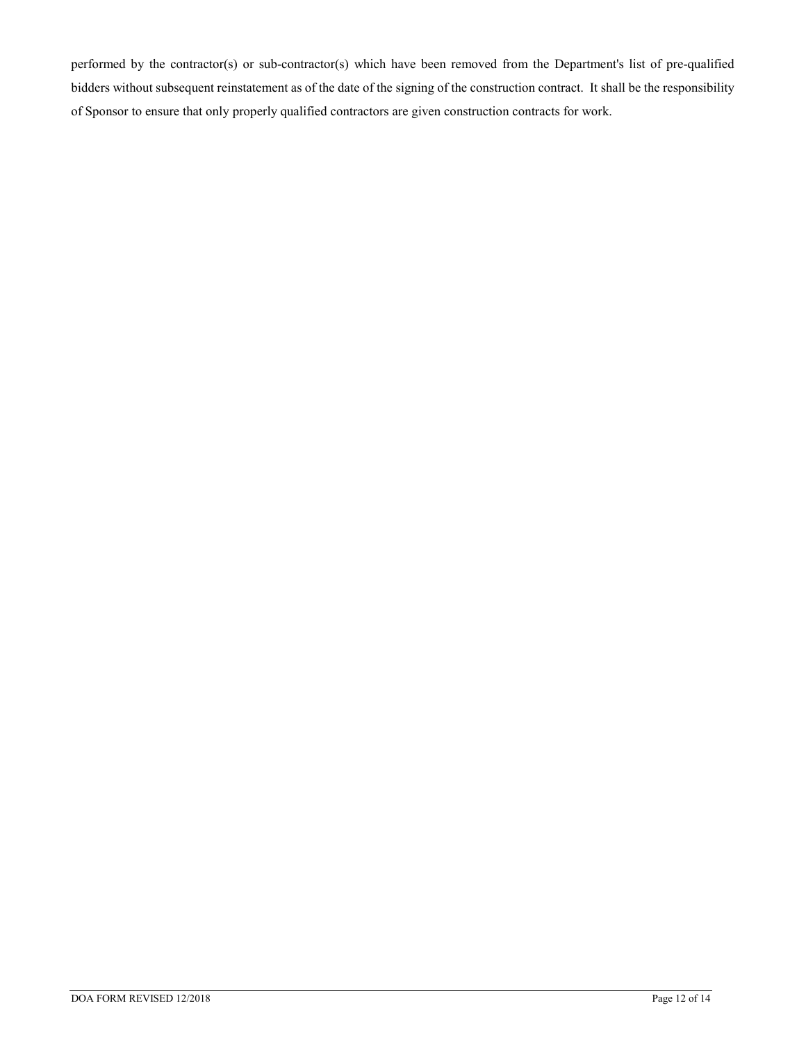performed by the contractor(s) or sub-contractor(s) which have been removed from the Department's list of pre-qualified bidders without subsequent reinstatement as of the date of the signing of the construction contract. It shall be the responsibility of Sponsor to ensure that only properly qualified contractors are given construction contracts for work.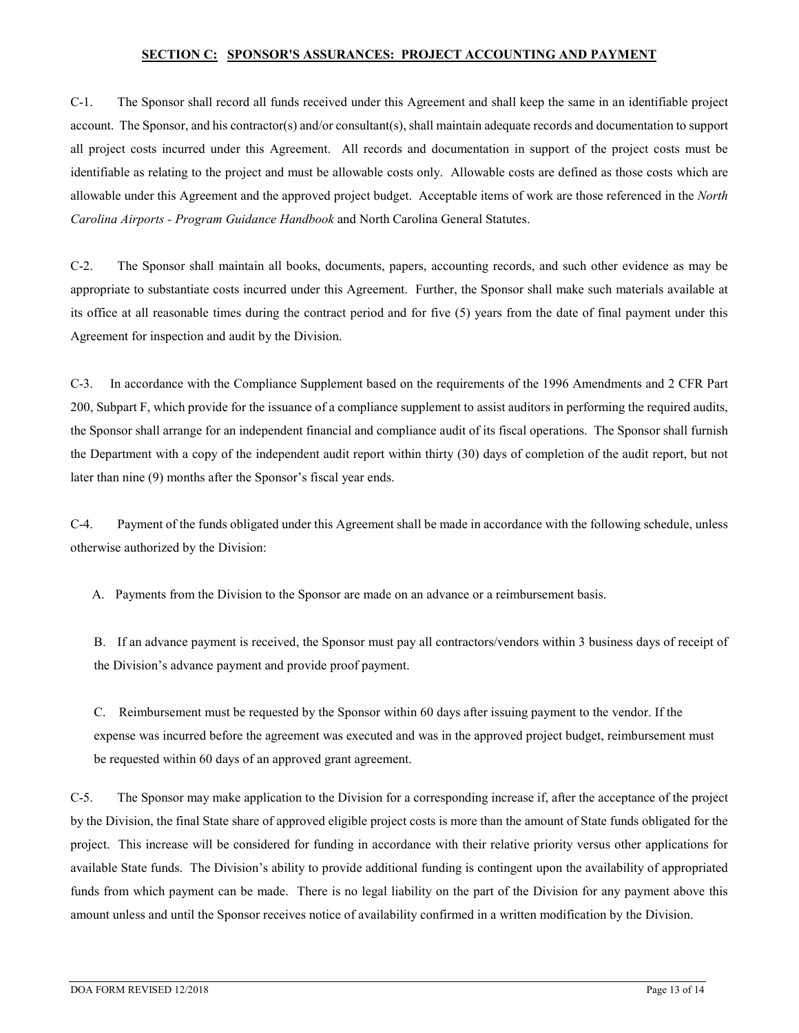## SECTION C: SPONSOR'S ASSURANCES: PROJECT ACCOUNTING AND PAYMENT

C-1. The Sponsor shall record all funds received under this Agreement and shall keep the same in an identifiable project account. The Sponsor, and his contractor(s) and/or consultant(s), shall maintain adequate records and documentation to support all project costs incurred under this Agreement. All records and documentation in support of the project costs must be identifiable as relating to the project and must be allowable costs only. Allowable costs are defined as those costs which are allowable under this Agreement and the approved project budget. Acceptable items of work are those referenced in the *North Carolina Airports - Program Guidance Handbook* and North Carolina General Statutes.

C-2. The Sponsor shall maintain all books, documents, papers, accounting records, and such other evidence as may be appropriate to substantiate costs incurred under this Agreement. Further, the Sponsor shall make such materials available at its office at all reasonable times during the contract period and for five (5) years from the date of final payment under this Agreement for inspection and audit by the Division.

C-3. In accordance with the Compliance Supplement based on the requirements of the 1996 Amendments and 2 CFR Part 200, Subpart F, which provide for the issuance of a compliance supplement to assist auditors in performing the required audits, the Sponsor shall arrange for an independent financial and compliance audit of its fiscal operations. The Sponsor shall furnish the Department with a copy of the independent audit report within thirty (30) days of completion of the audit report, but not later than nine (9) months after the Sponsor's fiscal year ends.

C-4. Payment of the funds obligated under this Agreement shall be made in accordance with the following schedule, unless otherwise authorized by the Division:

A. Payments from the Division to the Sponsor are made on an advance or a reimbursement basis.

B. If an advance payment is received, the Sponsor must pay all contractors/vendors within 3 business days of receipt of the Division's advance payment and provide proof payment.

C. Reimbursement must be requested by the Sponsor within 60 days after issuing payment to the vendor. If the expense was incurred before the agreement was executed and was in the approved project budget, reimbursement must be requested within 60 days of an approved grant agreement.

C-5. The Sponsor may make application to the Division for a corresponding increase if, after the acceptance of the project by the Division, the final State share of approved eligible project costs is more than the amount of State funds obligated for the project. This increase will be considered for funding in accordance with their relative priority versus other applications for available State funds. The Division's ability to provide additional funding is contingent upon the availability of appropriated funds from which payment can be made. There is no legal liability on the part of the Division for any payment above this amount unless and until the Sponsor receives notice of availability confirmed in a written modification by the Division.

DOA FORM REVISED 12/2018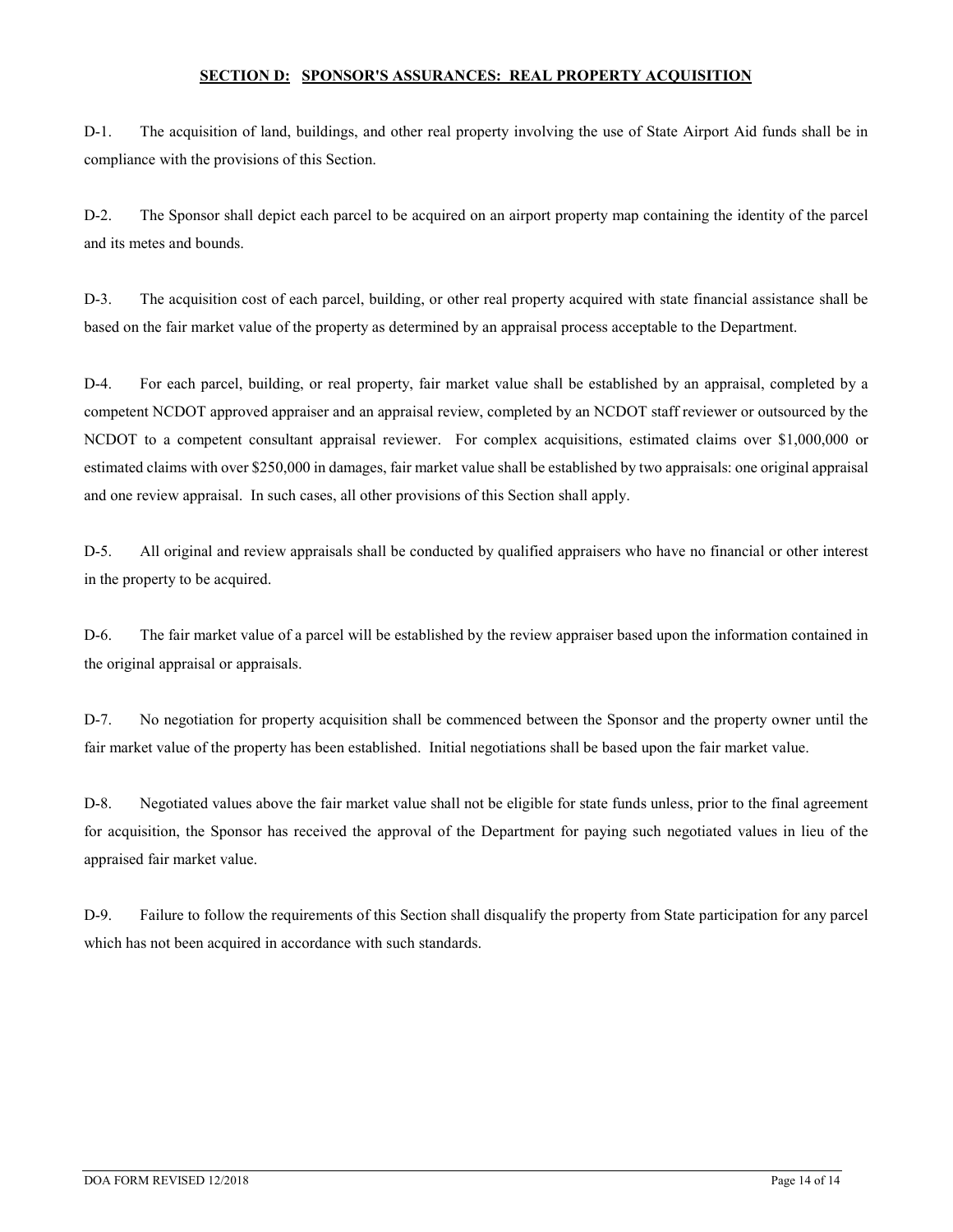## SECTION D: SPONSOR'S ASSURANCES: REAL PROPERTY ACQUISITION

D-1. The acquisition of land, buildings, and other real property involving the use of State Airport Aid funds shall be in compliance with the provisions of this Section.

D-2. The Sponsor shall depict each parcel to be acquired on an airport property map containing the identity of the parcel and its metes and bounds.

D-3. The acquisition cost of each parcel, building, or other real property acquired with state financial assistance shall be based on the fair market value of the property as determined by an appraisal process acceptable to the Department.

D-4. For each parcel, building, or real property, fair market value shall be established by an appraisal, completed by a competent NCDOT approved appraiser and an appraisal review, completed by an NCDOT staff reviewer or outsourced by the NCDOT to a competent consultant appraisal reviewer. For complex acquisitions, estimated claims over $1,000,000 or estimated claims with over $250,000 in damages, fair market value shall be established by two appraisals: one original appraisal and one review appraisal. In such cases, all other provisions of this Section shall apply.

D-5. All original and review appraisals shall be conducted by qualified appraisers who have no financial or other interest in the property to be acquired.

D-6. The fair market value of a parcel will be established by the review appraiser based upon the information contained in the original appraisal or appraisals.

D-7. No negotiation for property acquisition shall be commenced between the Sponsor and the property owner until the fair market value of the property has been established. Initial negotiations shall be based upon the fair market value.

D-8. Negotiated values above the fair market value shall not be eligible for state funds unless, prior to the final agreement for acquisition, the Sponsor has received the approval of the Department for paying such negotiated values in lieu of the appraised fair market value.

D-9. Failure to follow the requirements of this Section shall disqualify the property from State participation for any parcel which has not been acquired in accordance with such standards.

DOA FORM REVISED 12/2018